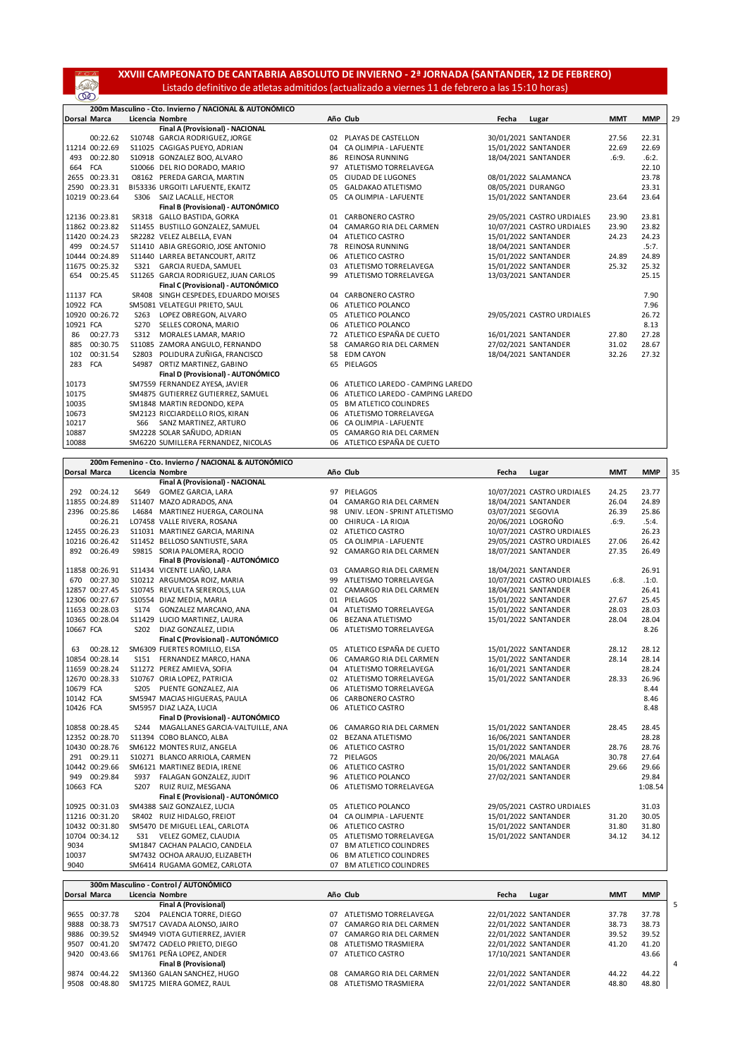# XXVIII CAMPEONATO DE CANTABRIA ABSOLUTO DE INVIERNO - 2ª JORNADA (SANTANDER, 12 DE FEBRERO)

Listado definitivo de atletas admitidos (actualizado a viernes 11 de febrero a las 15:10 horas)

## 200m Masculino - Cto. Invierno / NACIONAL & AUTONÓMICO

29

| Dorsal | Marca | Licencia | Nombre | Año | Club | Fecha | Lugar | MMT | MMP |
|---|---|---|---|---|---|---|---|---|---|
| | | | **Final A (Provisional) - NACIONAL** | | | | | | |
| | 00:22.62 | S10748 | GARCIA RODRIGUEZ, JORGE | 02 | PLAYAS DE CASTELLON | 30/01/2021 | SANTANDER | 27.56 | 22.31 |
| 11214 | 00:22.69 | S11025 | CAGIGAS PUEYO, ADRIAN | 04 | CA OLIMPIA - LAFUENTE | 15/01/2022 | SANTANDER | 22.69 | 22.69 |
| 493 | 00:22.80 | S10918 | GONZALEZ BOO, ALVARO | 86 | REINOSA RUNNING | 18/04/2021 | SANTANDER | .6:9. | .6:2. |
| 664 | FCA | S10066 | DEL RIO DORADO, MARIO | 97 | ATLETISMO TORRELAVEGA | | | | 22.10 |
| 2655 | 00:23.31 | O8162 | PEREDA GARCIA, MARTIN | 05 | CIUDAD DE LUGONES | 08/01/2022 | SALAMANCA | | 23.78 |
| 2590 | 00:23.31 | BI53336 | URGOITI LAFUENTE, EKAITZ | 05 | GALDAKAO ATLETISMO | 08/05/2021 | DURANGO | | 23.31 |
| 10219 | 00:23.64 | S306 | SAIZ LACALLE, HECTOR | 05 | CA OLIMPIA - LAFUENTE | 15/01/2022 | SANTANDER | 23.64 | 23.64 |
| | | | **Final B (Provisional) - AUTONÓMICO** | | | | | | |
| 12136 | 00:23.81 | SR318 | GALLO BASTIDA, GORKA | 01 | CARBONERO CASTRO | 29/05/2021 | CASTRO URDIALES | 23.90 | 23.81 |
| 11862 | 00:23.82 | S11455 | BUSTILLO GONZALEZ, SAMUEL | 04 | CAMARGO RIA DEL CARMEN | 10/07/2021 | CASTRO URDIALES | 23.90 | 23.82 |
| 11420 | 00:24.23 | SR2282 | VELEZ ALBELLA, EVAN | 04 | ATLETICO CASTRO | 15/01/2022 | SANTANDER | 24.23 | 24.23 |
| 499 | 00:24.57 | S11410 | ABIA GREGORIO, JOSE ANTONIO | 78 | REINOSA RUNNING | 18/04/2021 | SANTANDER | | .5:7. |
| 10444 | 00:24.89 | S11440 | LARREA BETANCOURT, ARITZ | 06 | ATLETICO CASTRO | 15/01/2022 | SANTANDER | 24.89 | 24.89 |
| 11675 | 00:25.32 | S321 | GARCIA RUEDA, SAMUEL | 03 | ATLETISMO TORRELAVEGA | 15/01/2022 | SANTANDER | 25.32 | 25.32 |
| 654 | 00:25.45 | S11265 | GARCIA RODRIGUEZ, JUAN CARLOS | 99 | ATLETISMO TORRELAVEGA | 13/03/2021 | SANTANDER | | 25.15 |
| | | | **Final C (Provisional) - AUTONÓMICO** | | | | | | |
| 11137 | FCA | SR408 | SINGH CESPEDES, EDUARDO MOISES | 04 | CARBONERO CASTRO | | | | 7.90 |
| 10922 | FCA | SM5081 | VELATEGUI PRIETO, SAUL | 06 | ATLETICO POLANCO | | | | 7.96 |
| 10920 | 00:26.72 | S263 | LOPEZ OBREGON, ALVARO | 05 | ATLETICO POLANCO | 29/05/2021 | CASTRO URDIALES | | 26.72 |
| 10921 | FCA | S270 | SELLES CORONA, MARIO | 06 | ATLETICO POLANCO | | | | 8.13 |
| 86 | 00:27.73 | S312 | MORALES LAMAR, MARIO | 72 | ATLETICO ESPAÑA DE CUETO | 16/01/2021 | SANTANDER | 27.80 | 27.28 |
| 885 | 00:30.75 | S11085 | ZAMORA ANGULO, FERNANDO | 58 | CAMARGO RIA DEL CARMEN | 27/02/2021 | SANTANDER | 31.02 | 28.67 |
| 102 | 00:31.54 | S2803 | POLIDURA ZUÑIGA, FRANCISCO | 58 | EDM CAYON | 18/04/2021 | SANTANDER | 32.26 | 27.32 |
| 283 | FCA | S4987 | ORTIZ MARTINEZ, GABINO | 65 | PIELAGOS | | | | |
| | | | **Final D (Provisional) - AUTONÓMICO** | | | | | | |
| 10173 | | SM7559 | FERNANDEZ AYESA, JAVIER | 06 | ATLETICO LAREDO - CAMPING LAREDO | | | | |
| 10175 | | SM4875 | GUTIERREZ GUTIERREZ, SAMUEL | 06 | ATLETICO LAREDO - CAMPING LAREDO | | | | |
| 10035 | | SM1848 | MARTIN REDONDO, KEPA | 05 | BM ATLETICO COLINDRES | | | | |
| 10673 | | SM2123 | RICCIARDELLO RIOS, KIRAN | 06 | ATLETISMO TORRELAVEGA | | | | |
| 10217 | | S66 | SANZ MARTINEZ, ARTURO | 06 | CA OLIMPIA - LAFUENTE | | | | |
| 10887 | | SM2228 | SOLAR SAÑUDO, ADRIAN | 05 | CAMARGO RIA DEL CARMEN | | | | |
| 10088 | | SM6220 | SUMILLERA FERNANDEZ, NICOLAS | 06 | ATLETICO ESPAÑA DE CUETO | | | | |

## 200m Femenino - Cto. Invierno / NACIONAL & AUTONÓMICO

35

| Dorsal | Marca | Licencia | Nombre | Año | Club | Fecha | Lugar | MMT | MMP |
|---|---|---|---|---|---|---|---|---|---|
| | | | **Final A (Provisional) - NACIONAL** | | | | | | |
| 292 | 00:24.12 | S649 | GOMEZ GARCIA, LARA | 97 | PIELAGOS | 10/07/2021 | CASTRO URDIALES | 24.25 | 23.77 |
| 11855 | 00:24.89 | S11407 | MAZO ADRADOS, ANA | 04 | CAMARGO RIA DEL CARMEN | 18/04/2021 | SANTANDER | 26.04 | 24.89 |
| 2396 | 00:25.86 | L4684 | MARTINEZ HUERGA, CAROLINA | 98 | UNIV. LEON - SPRINT ATLETISMO | 03/07/2021 | SEGOVIA | 26.39 | 25.86 |
| | 00:26.21 | LO7458 | VALLE RIVERA, ROSANA | 00 | CHIRUCA - LA RIOJA | 20/06/2021 | LOGROÑO | .6:9. | .5:4. |
| 12455 | 00:26.23 | S11031 | MARTINEZ GARCIA, MARINA | 02 | ATLETICO CASTRO | 10/07/2021 | CASTRO URDIALES | | 26.23 |
| 10216 | 00:26.42 | S11452 | BELLOSO SANTIUSTE, SARA | 05 | CA OLIMPIA - LAFUENTE | 29/05/2021 | CASTRO URDIALES | 27.06 | 26.42 |
| 892 | 00:26.49 | S9815 | SORIA PALOMERA, ROCIO | 92 | CAMARGO RIA DEL CARMEN | 18/07/2021 | SANTANDER | 27.35 | 26.49 |
| | | | **Final B (Provisional) - AUTONÓMICO** | | | | | | |
| 11858 | 00:26.91 | S11434 | VICENTE LIAÑO, LARA | 03 | CAMARGO RIA DEL CARMEN | 18/04/2021 | SANTANDER | | 26.91 |
| 670 | 00:27.30 | S10212 | ARGUMOSA ROIZ, MARIA | 99 | ATLETISMO TORRELAVEGA | 10/07/2021 | CASTRO URDIALES | .6:8. | .1:0. |
| 12857 | 00:27.45 | S10745 | REVUELTA SEREROLS, LUA | 02 | CAMARGO RIA DEL CARMEN | 18/04/2021 | SANTANDER | | 26.41 |
| 12306 | 00:27.67 | S10554 | DIAZ MEDIA, MARIA | 01 | PIELAGOS | 15/01/2022 | SANTANDER | 27.67 | 25.45 |
| 11653 | 00:28.03 | S174 | GONZALEZ MARCANO, ANA | 04 | ATLETISMO TORRELAVEGA | 15/01/2022 | SANTANDER | 28.03 | 28.03 |
| 10365 | 00:28.04 | S11429 | LUCIO MARTINEZ, LAURA | 06 | BEZANA ATLETISMO | 15/01/2022 | SANTANDER | 28.04 | 28.04 |
| 10667 | FCA | S202 | DIAZ GONZALEZ, LIDIA | 06 | ATLETISMO TORRELAVEGA | | | | 8.26 |
| | | | **Final C (Provisional) - AUTONÓMICO** | | | | | | |
| 63 | 00:28.12 | SM6309 | FUERTES ROMILLO, ELSA | 05 | ATLETICO ESPAÑA DE CUETO | 15/01/2022 | SANTANDER | 28.12 | 28.12 |
| 10854 | 00:28.14 | S151 | FERNANDEZ MARCO, HANA | 06 | CAMARGO RIA DEL CARMEN | 15/01/2022 | SANTANDER | 28.14 | 28.14 |
| 11659 | 00:28.24 | S11272 | PEREZ AMIEVA, SOFIA | 04 | ATLETISMO TORRELAVEGA | 16/01/2021 | SANTANDER | | 28.24 |
| 12670 | 00:28.33 | S10767 | ORIA LOPEZ, PATRICIA | 02 | ATLETISMO TORRELAVEGA | 15/01/2022 | SANTANDER | 28.33 | 26.96 |
| 10679 | FCA | S205 | PUENTE GONZALEZ, AIA | 06 | ATLETISMO TORRELAVEGA | | | | 8.44 |
| 10142 | FCA | SM5947 | MACIAS HIGUERAS, PAULA | 06 | CARBONERO CASTRO | | | | 8.46 |
| 10426 | FCA | SM5957 | DIAZ LAZA, LUCIA | 06 | ATLETICO CASTRO | | | | 8.48 |
| | | | **Final D (Provisional) - AUTONÓMICO** | | | | | | |
| 10858 | 00:28.45 | S244 | MAGALLANES GARCIA-VALTUILLE, ANA | 06 | CAMARGO RIA DEL CARMEN | 15/01/2022 | SANTANDER | 28.45 | 28.45 |
| 12352 | 00:28.70 | S11394 | COBO BLANCO, ALBA | 02 | BEZANA ATLETISMO | 16/06/2021 | SANTANDER | | 28.28 |
| 10430 | 00:28.76 | SM6122 | MONTES RUIZ, ANGELA | 06 | ATLETICO CASTRO | 15/01/2022 | SANTANDER | 28.76 | 28.76 |
| 291 | 00:29.11 | S10271 | BLANCO ARRIOLA, CARMEN | 72 | PIELAGOS | 20/06/2021 | MALAGA | 30.78 | 27.64 |
| 10442 | 00:29.66 | SM6121 | MARTINEZ BEDIA, IRENE | 06 | ATLETICO CASTRO | 15/01/2022 | SANTANDER | 29.66 | 29.66 |
| 949 | 00:29.84 | S937 | FALAGAN GONZALEZ, JUDIT | 96 | ATLETICO POLANCO | 27/02/2021 | SANTANDER | | 29.84 |
| 10663 | FCA | S207 | RUIZ RUIZ, MESGANA | 06 | ATLETISMO TORRELAVEGA | | | | 1:08.54 |
| | | | **Final E (Provisional) - AUTONÓMICO** | | | | | | |
| 10925 | 00:31.03 | SM4388 | SAIZ GONZALEZ, LUCIA | 05 | ATLETICO POLANCO | 29/05/2021 | CASTRO URDIALES | | 31.03 |
| 11216 | 00:31.20 | SR402 | RUIZ HIDALGO, FREIOT | 04 | CA OLIMPIA - LAFUENTE | 15/01/2022 | SANTANDER | 31.20 | 30.05 |
| 10432 | 00:31.80 | SM5470 | DE MIGUEL LEAL, CARLOTA | 06 | ATLETICO CASTRO | 15/01/2022 | SANTANDER | 31.80 | 31.80 |
| 10704 | 00:34.12 | S31 | VELEZ GOMEZ, CLAUDIA | 05 | ATLETISMO TORRELAVEGA | 15/01/2022 | SANTANDER | 34.12 | 34.12 |
| 9034 | | SM1847 | CACHAN PALACIO, CANDELA | 07 | BM ATLETICO COLINDRES | | | | |
| 10037 | | SM7432 | OCHOA ARAUJO, ELIZABETH | 06 | BM ATLETICO COLINDRES | | | | |
| 9040 | | SM6414 | RUGAMA GOMEZ, CARLOTA | 07 | BM ATLETICO COLINDRES | | | | |

## 300m Masculino - Control / AUTONÓMICO

| Dorsal | Marca | Licencia | Nombre | Año | Club | Fecha | Lugar | MMT | MMP |
|---|---|---|---|---|---|---|---|---|---|
| | | | **Final A (Provisional)** | | | | | | |
| 9655 | 00:37.78 | S204 | PALENCIA TORRE, DIEGO | 07 | ATLETISMO TORRELAVEGA | 22/01/2022 | SANTANDER | 37.78 | 37.78 |
| 9888 | 00:38.73 | SM7517 | CAVADA ALONSO, JAIRO | 07 | CAMARGO RIA DEL CARMEN | 22/01/2022 | SANTANDER | 38.73 | 38.73 |
| 9886 | 00:39.52 | SM4949 | VIOTA GUTIERREZ, JAVIER | 07 | CAMARGO RIA DEL CARMEN | 22/01/2022 | SANTANDER | 39.52 | 39.52 |
| 9507 | 00:41.20 | SM7472 | CADELO PRIETO, DIEGO | 08 | ATLETISMO TRASMIERA | 22/01/2022 | SANTANDER | 41.20 | 41.20 |
| 9420 | 00:43.66 | SM1761 | PEÑA LOPEZ, ANDER | 07 | ATLETICO CASTRO | 17/10/2021 | SANTANDER | | 43.66 |
| | | | **Final B (Provisional)** | | | | | | |
| 9874 | 00:44.22 | SM1360 | GALAN SANCHEZ, HUGO | 08 | CAMARGO RIA DEL CARMEN | 22/01/2022 | SANTANDER | 44.22 | 44.22 |
| 9508 | 00:48.80 | SM1725 | MIERA GOMEZ, RAUL | 08 | ATLETISMO TRASMIERA | 22/01/2022 | SANTANDER | 48.80 | 48.80 |

5

4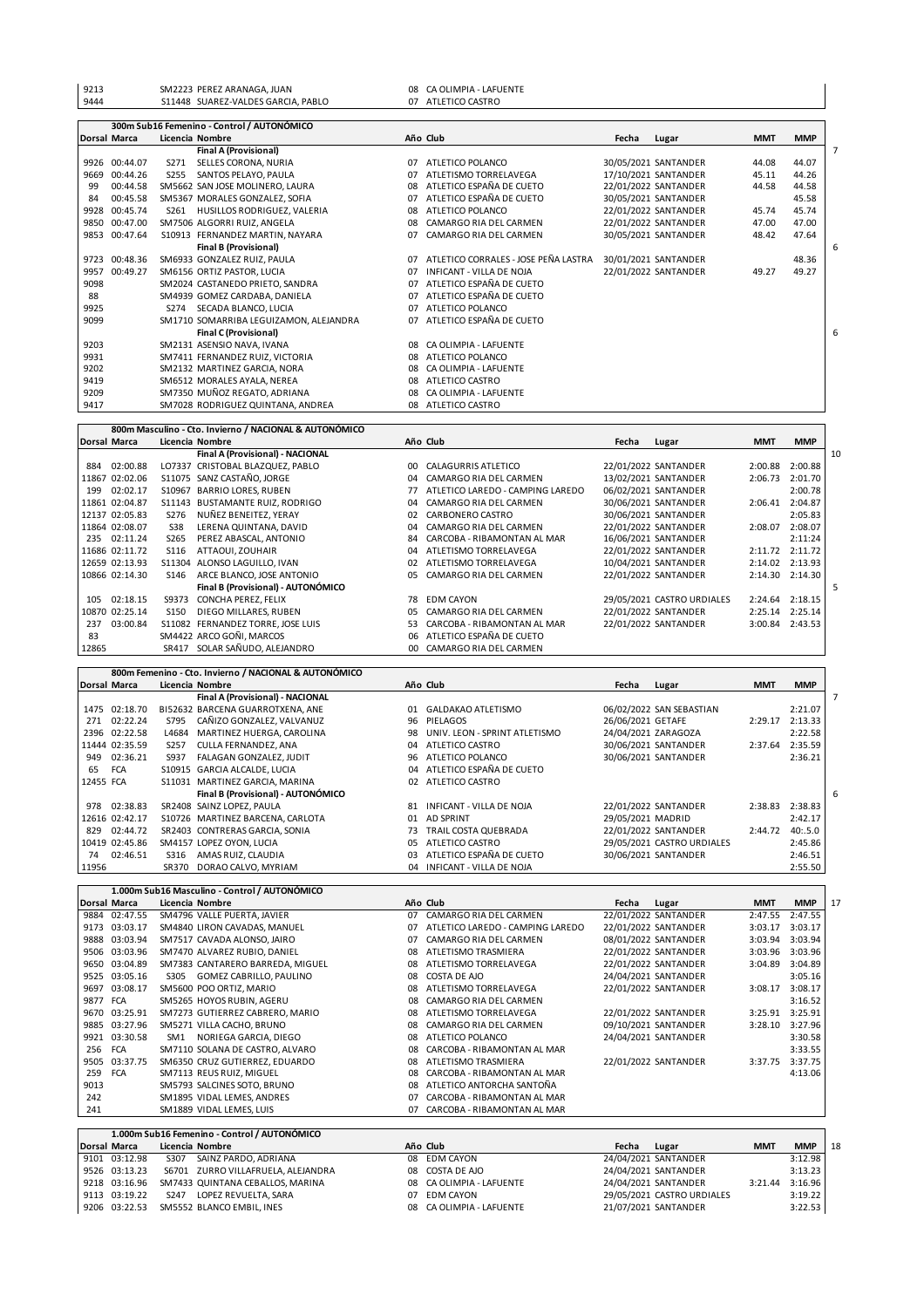| Dorsal | Marca | Licencia | Nombre | Año | Club | Fecha | Lugar | MMT | MMP |
|---|---|---|---|---|---|---|---|---|---|
| 9213 | | SM2223 | PEREZ ARANAGA, JUAN | 08 | CA OLIMPIA - LAFUENTE | | | | |
| 9444 | | S11448 | SUAREZ-VALDES GARCIA, PABLO | 07 | ATLETICO CASTRO | | | | |

**300m Sub16 Femenino - Control / AUTONÓMICO**

| Dorsal | Marca | Licencia | Nombre | Año | Club | Fecha | Lugar | MMT | MMP |
|---|---|---|---|---|---|---|---|---|---|
| | | | **Final A (Provisional)** | | | | | | 7 |
| 9926 | 00:44.07 | S271 | SELLES CORONA, NURIA | 07 | ATLETICO POLANCO | 30/05/2021 | SANTANDER | 44.08 | 44.07 |
| 9669 | 00:44.26 | S255 | SANTOS PELAYO, PAULA | 07 | ATLETISMO TORRELAVEGA | 17/10/2021 | SANTANDER | 45.11 | 44.26 |
| 99 | 00:44.58 | SM5662 | SAN JOSE MOLINERO, LAURA | 08 | ATLETICO ESPAÑA DE CUETO | 22/01/2022 | SANTANDER | 44.58 | 44.58 |
| 84 | 00:45.58 | SM5367 | MORALES GONZALEZ, SOFIA | 07 | ATLETICO ESPAÑA DE CUETO | 30/05/2021 | SANTANDER | | 45.58 |
| 9928 | 00:45.74 | S261 | HUSILLOS RODRIGUEZ, VALERIA | 08 | ATLETICO POLANCO | 22/01/2022 | SANTANDER | 45.74 | 45.74 |
| 9850 | 00:47.00 | SM7506 | ALGORRI RUIZ, ANGELA | 08 | CAMARGO RIA DEL CARMEN | 22/01/2022 | SANTANDER | 47.00 | 47.00 |
| 9853 | 00:47.64 | S10913 | FERNANDEZ MARTIN, NAYARA | 07 | CAMARGO RIA DEL CARMEN | 30/05/2021 | SANTANDER | 48.42 | 47.64 |
| | | | **Final B (Provisional)** | | | | | | 6 |
| 9723 | 00:48.36 | SM6933 | GONZALEZ RUIZ, PAULA | 07 | ATLETICO CORRALES - JOSE PEÑA LASTRA | 30/01/2021 | SANTANDER | | 48.36 |
| 9957 | 00:49.27 | SM6156 | ORTIZ PASTOR, LUCIA | 07 | INFICANT - VILLA DE NOJA | 22/01/2022 | SANTANDER | 49.27 | 49.27 |
| 9098 | | SM2024 | CASTANEDO PRIETO, SANDRA | 07 | ATLETICO ESPAÑA DE CUETO | | | | |
| 88 | | SM4939 | GOMEZ CARDABA, DANIELA | 07 | ATLETICO ESPAÑA DE CUETO | | | | |
| 9925 | | S274 | SECADA BLANCO, LUCIA | 07 | ATLETICO POLANCO | | | | |
| 9099 | | SM1710 | SOMARRIBA LEGUIZAMON, ALEJANDRA | 07 | ATLETICO ESPAÑA DE CUETO | | | | |
| | | | **Final C (Provisional)** | | | | | | 6 |
| 9203 | | SM2131 | ASENSIO NAVA, IVANA | 08 | CA OLIMPIA - LAFUENTE | | | | |
| 9931 | | SM7411 | FERNANDEZ RUIZ, VICTORIA | 08 | ATLETICO POLANCO | | | | |
| 9202 | | SM2132 | MARTINEZ GARCIA, NORA | 08 | CA OLIMPIA - LAFUENTE | | | | |
| 9419 | | SM6512 | MORALES AYALA, NEREA | 08 | ATLETICO CASTRO | | | | |
| 9209 | | SM7350 | MUÑOZ REGATO, ADRIANA | 08 | CA OLIMPIA - LAFUENTE | | | | |
| 9417 | | SM7028 | RODRIGUEZ QUINTANA, ANDREA | 08 | ATLETICO CASTRO | | | | |

**800m Masculino - Cto. Invierno / NACIONAL & AUTONÓMICO**

| Dorsal | Marca | Licencia | Nombre | Año | Club | Fecha | Lugar | MMT | MMP |
|---|---|---|---|---|---|---|---|---|---|
| | | | **Final A (Provisional) - NACIONAL** | | | | | | 10 |
| 884 | 02:00.88 | LO7337 | CRISTOBAL BLAZQUEZ, PABLO | 00 | CALAGURRIS ATLETICO | 22/01/2022 | SANTANDER | 2:00.88 | 2:00.88 |
| 11867 | 02:02.06 | S11075 | SANZ CASTAÑO, JORGE | 04 | CAMARGO RIA DEL CARMEN | 13/02/2021 | SANTANDER | 2:06.73 | 2:01.70 |
| 199 | 02:02.17 | S10967 | BARRIO LORES, RUBEN | 77 | ATLETICO LAREDO - CAMPING LAREDO | 06/02/2021 | SANTANDER | | 2:00.78 |
| 11861 | 02:04.87 | S11143 | BUSTAMANTE RUIZ, RODRIGO | 04 | CAMARGO RIA DEL CARMEN | 30/06/2021 | SANTANDER | 2:06.41 | 2:04.87 |
| 12137 | 02:05.83 | S276 | NUÑEZ BENEITEZ, YERAY | 02 | CARBONERO CASTRO | 30/06/2021 | SANTANDER | | 2:05.83 |
| 11864 | 02:08.07 | S38 | LERENA QUINTANA, DAVID | 04 | CAMARGO RIA DEL CARMEN | 22/01/2022 | SANTANDER | 2:08.07 | 2:08.07 |
| 235 | 02:11.24 | S265 | PEREZ ABASCAL, ANTONIO | 84 | CARCOBA - RIBAMONTAN AL MAR | 16/06/2021 | SANTANDER | | 2:11:24 |
| 11686 | 02:11.72 | S116 | ATTAOUI, ZOUHAIR | 04 | ATLETISMO TORRELAVEGA | 22/01/2022 | SANTANDER | 2:11.72 | 2:11.72 |
| 12659 | 02:13.93 | S11304 | ALONSO LAGUILLO, IVAN | 02 | ATLETISMO TORRELAVEGA | 10/04/2021 | SANTANDER | 2:14.02 | 2:13.93 |
| 10866 | 02:14.30 | S146 | ARCE BLANCO, JOSE ANTONIO | 05 | CAMARGO RIA DEL CARMEN | 22/01/2022 | SANTANDER | 2:14.30 | 2:14.30 |
| | | | **Final B (Provisional) - AUTONÓMICO** | | | | | | 5 |
| 105 | 02:18.15 | S9373 | CONCHA PEREZ, FELIX | 78 | EDM CAYON | 29/05/2021 | CASTRO URDIALES | 2:24.64 | 2:18.15 |
| 10870 | 02:25.14 | S150 | DIEGO MILLARES, RUBEN | 05 | CAMARGO RIA DEL CARMEN | 22/01/2022 | SANTANDER | 2:25.14 | 2:25.14 |
| 237 | 03:00.84 | S11082 | FERNANDEZ TORRE, JOSE LUIS | 53 | CARCOBA - RIBAMONTAN AL MAR | 22/01/2022 | SANTANDER | 3:00.84 | 2:43.53 |
| 83 | | SM4422 | ARCO GOÑI, MARCOS | 06 | ATLETICO ESPAÑA DE CUETO | | | | |
| 12865 | | SR417 | SOLAR SAÑUDO, ALEJANDRO | 00 | CAMARGO RIA DEL CARMEN | | | | |

**800m Femenino - Cto. Invierno / NACIONAL & AUTONÓMICO**

| Dorsal | Marca | Licencia | Nombre | Año | Club | Fecha | Lugar | MMT | MMP |
|---|---|---|---|---|---|---|---|---|---|
| | | | **Final A (Provisional) - NACIONAL** | | | | | | 7 |
| 1475 | 02:18.70 | BI52632 | BARCENA GUARROTXENA, ANE | 01 | GALDAKAO ATLETISMO | 06/02/2022 | SAN SEBASTIAN | | 2:21.07 |
| 271 | 02:22.24 | S795 | CAÑIZO GONZALEZ, VALVANUZ | 96 | PIELAGOS | 26/06/2021 | GETAFE | 2:29.17 | 2:13.33 |
| 2396 | 02:22.58 | L4684 | MARTINEZ HUERGA, CAROLINA | 98 | UNIV. LEON - SPRINT ATLETISMO | 24/04/2021 | ZARAGOZA | | 2:22.58 |
| 11444 | 02:35.59 | S257 | CULLA FERNANDEZ, ANA | 04 | ATLETICO CASTRO | 30/06/2021 | SANTANDER | 2:37.64 | 2:35.59 |
| 949 | 02:36.21 | S937 | FALAGAN GONZALEZ, JUDIT | 96 | ATLETICO POLANCO | 30/06/2021 | SANTANDER | | 2:36.21 |
| 65 | FCA | S10915 | GARCIA ALCALDE, LUCIA | 04 | ATLETICO ESPAÑA DE CUETO | | | | |
| 12455 | FCA | S11031 | MARTINEZ GARCIA, MARINA | 02 | ATLETICO CASTRO | | | | |
| | | | **Final B (Provisional) - AUTONÓMICO** | | | | | | 6 |
| 978 | 02:38.83 | SR2408 | SAINZ LOPEZ, PAULA | 81 | INFICANT - VILLA DE NOJA | 22/01/2022 | SANTANDER | 2:38.83 | 2:38.83 |
| 12616 | 02:42.17 | S10726 | MARTINEZ BARCENA, CARLOTA | 01 | AD SPRINT | 29/05/2021 | MADRID | | 2:42.17 |
| 829 | 02:44.72 | SR2403 | CONTRERAS GARCIA, SONIA | 73 | TRAIL COSTA QUEBRADA | 22/01/2022 | SANTANDER | 2:44.72 | 40:.5.0 |
| 10419 | 02:45.86 | SM4157 | LOPEZ OYON, LUCIA | 05 | ATLETICO CASTRO | 29/05/2021 | CASTRO URDIALES | | 2:45.86 |
| 74 | 02:46.51 | S316 | AMAS RUIZ, CLAUDIA | 03 | ATLETICO ESPAÑA DE CUETO | 30/06/2021 | SANTANDER | | 2:46.51 |
| 11956 | | SR370 | DORAO CALVO, MYRIAM | 04 | INFICANT - VILLA DE NOJA | | | | 2:55.50 |

**1.000m Sub16 Masculino - Control / AUTONÓMICO**

| Dorsal | Marca | Licencia | Nombre | Año | Club | Fecha | Lugar | MMT | MMP |
|---|---|---|---|---|---|---|---|---|---|
| | | | | | | | | | 17 |
| 9884 | 02:47.55 | SM4796 | VALLE PUERTA, JAVIER | 07 | CAMARGO RIA DEL CARMEN | 22/01/2022 | SANTANDER | 2:47.55 | 2:47.55 |
| 9173 | 03:03.17 | SM4840 | LIRON CAVADAS, MANUEL | 07 | ATLETICO LAREDO - CAMPING LAREDO | 22/01/2022 | SANTANDER | 3:03.17 | 3:03.17 |
| 9888 | 03:03.94 | SM7517 | CAVADA ALONSO, JAIRO | 07 | CAMARGO RIA DEL CARMEN | 08/01/2022 | SANTANDER | 3:03.94 | 3:03.94 |
| 9506 | 03:03.96 | SM7470 | ALVAREZ RUBIO, DANIEL | 08 | ATLETISMO TRASMIERA | 22/01/2022 | SANTANDER | 3:03.96 | 3:03.96 |
| 9650 | 03:04.89 | SM7383 | CANTARERO BARREDA, MIGUEL | 08 | ATLETISMO TORRELAVEGA | 22/01/2022 | SANTANDER | 3:04.89 | 3:04.89 |
| 9525 | 03:05.16 | S305 | GOMEZ CABRILLO, PAULINO | 08 | COSTA DE AJO | 24/04/2021 | SANTANDER | | 3:05.16 |
| 9697 | 03:08.17 | SM5600 | POO ORTIZ, MARIO | 08 | ATLETISMO TORRELAVEGA | 22/01/2022 | SANTANDER | 3:08.17 | 3:08.17 |
| 9877 | FCA | SM5265 | HOYOS RUBIN, AGERU | 08 | CAMARGO RIA DEL CARMEN | | | | 3:16.52 |
| 9670 | 03:25.91 | SM7273 | GUTIERREZ CABRERO, MARIO | 08 | ATLETISMO TORRELAVEGA | 22/01/2022 | SANTANDER | 3:25.91 | 3:25.91 |
| 9885 | 03:27.96 | SM5271 | VILLA CACHO, BRUNO | 08 | CAMARGO RIA DEL CARMEN | 09/10/2021 | SANTANDER | 3:28.10 | 3:27.96 |
| 9921 | 03:30.58 | SM1 | NORIEGA GARCIA, DIEGO | 08 | ATLETICO POLANCO | 24/04/2021 | SANTANDER | | 3:30.58 |
| 256 | FCA | SM7110 | SOLANA DE CASTRO, ALVARO | 08 | CARCOBA - RIBAMONTAN AL MAR | | | | 3:33.55 |
| 9505 | 03:37.75 | SM6350 | CRUZ GUTIERREZ, EDUARDO | 08 | ATLETISMO TRASMIERA | 22/01/2022 | SANTANDER | 3:37.75 | 3:37.75 |
| 259 | FCA | SM7113 | REUS RUIZ, MIGUEL | 08 | CARCOBA - RIBAMONTAN AL MAR | | | | 4:13.06 |
| 9013 | | SM5793 | SALCINES SOTO, BRUNO | 08 | ATLETICO ANTORCHA SANTOÑA | | | | |
| 242 | | SM1895 | VIDAL LEMES, ANDRES | 07 | CARCOBA - RIBAMONTAN AL MAR | | | | |
| 241 | | SM1889 | VIDAL LEMES, LUIS | 07 | CARCOBA - RIBAMONTAN AL MAR | | | | |

**1.000m Sub16 Femenino - Control / AUTONÓMICO**

| Dorsal | Marca | Licencia | Nombre | Año | Club | Fecha | Lugar | MMT | MMP |
|---|---|---|---|---|---|---|---|---|---|
| | | | | | | | | | 18 |
| 9101 | 03:12.98 | S307 | SAINZ PARDO, ADRIANA | 08 | EDM CAYON | 24/04/2021 | SANTANDER | | 3:12.98 |
| 9526 | 03:13.23 | S6701 | ZURRO VILLAFRUELA, ALEJANDRA | 08 | COSTA DE AJO | 24/04/2021 | SANTANDER | | 3:13.23 |
| 9218 | 03:16.96 | SM7433 | QUINTANA CEBALLOS, MARINA | 08 | CA OLIMPIA - LAFUENTE | 24/04/2021 | SANTANDER | 3:21.44 | 3:16.96 |
| 9113 | 03:19.22 | S247 | LOPEZ REVUELTA, SARA | 07 | EDM CAYON | 29/05/2021 | CASTRO URDIALES | | 3:19.22 |
| 9206 | 03:22.53 | SM5552 | BLANCO EMBIL, INES | 08 | CA OLIMPIA - LAFUENTE | 21/07/2021 | SANTANDER | | 3:22.53 |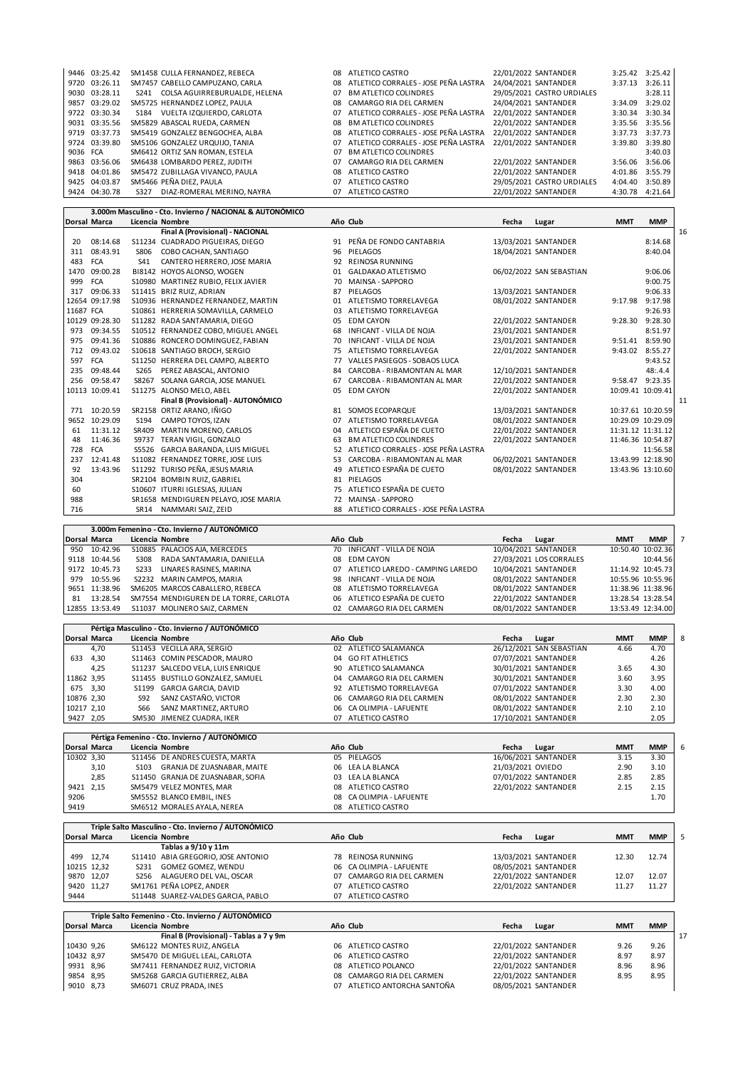| Dorsal | Marca | Licencia | Nombre | Año | Club | Fecha | Lugar | MMT | MMP |
|---|---|---|---|---|---|---|---|---|---|
| 9446 | 03:25.42 | SM1458 | CULLA FERNANDEZ, REBECA | 08 | ATLETICO CASTRO | 22/01/2022 | SANTANDER | 3:25.42 | 3:25.42 |
| 9720 | 03:26.11 | SM7457 | CABELLO CAMPUZANO, CARLA | 08 | ATLETICO CORRALES - JOSE PEÑA LASTRA | 24/04/2021 | SANTANDER | 3:37.13 | 3:26.11 |
| 9030 | 03:28.11 | S241 | COLSA AGUIRREBURUALDE, HELENA | 07 | BM ATLETICO COLINDRES | 29/05/2021 | CASTRO URDIALES | | 3:28.11 |
| 9857 | 03:29.02 | SM5725 | HERNANDEZ LOPEZ, PAULA | 08 | CAMARGO RIA DEL CARMEN | 24/04/2021 | SANTANDER | 3:34.09 | 3:29.02 |
| 9722 | 03:30.34 | S184 | VUELTA IZQUIERDO, CARLOTA | 07 | ATLETICO CORRALES - JOSE PEÑA LASTRA | 22/01/2022 | SANTANDER | 3:30.34 | 3:30.34 |
| 9031 | 03:35.56 | SM5829 | ABASCAL RUEDA, CARMEN | 08 | BM ATLETICO COLINDRES | 22/01/2022 | SANTANDER | 3:35.56 | 3:35.56 |
| 9719 | 03:37.73 | SM5419 | GONZALEZ BENGOCHEA, ALBA | 08 | ATLETICO CORRALES - JOSE PEÑA LASTRA | 22/01/2022 | SANTANDER | 3:37.73 | 3:37.73 |
| 9724 | 03:39.80 | SM5106 | GONZALEZ URQUIJO, TANIA | 07 | ATLETICO CORRALES - JOSE PEÑA LASTRA | 22/01/2022 | SANTANDER | 3:39.80 | 3:39.80 |
| 9036 | FCA | SM6412 | ORTIZ SAN ROMAN, ESTELA | 07 | BM ATLETICO COLINDRES | | | | 3:40.03 |
| 9863 | 03:56.06 | SM6438 | LOMBARDO PEREZ, JUDITH | 07 | CAMARGO RIA DEL CARMEN | 22/01/2022 | SANTANDER | 3:56.06 | 3:56.06 |
| 9418 | 04:01.86 | SM5472 | ZUBILLAGA VIVANCO, PAULA | 08 | ATLETICO CASTRO | 22/01/2022 | SANTANDER | 4:01.86 | 3:55.79 |
| 9425 | 04:03.87 | SM5466 | PEÑA DIEZ, PAULA | 07 | ATLETICO CASTRO | 29/05/2021 | CASTRO URDIALES | 4:04.40 | 3:50.89 |
| 9424 | 04:30.78 | S327 | DIAZ-ROMERAL MERINO, NAYRA | 07 | ATLETICO CASTRO | 22/01/2022 | SANTANDER | 4:30.78 | 4:21.64 |

**3.000m Masculino - Cto. Invierno / NACIONAL & AUTONÓMICO**

| Dorsal | Marca | Licencia | Nombre | Año | Club | Fecha | Lugar | MMT | MMP |
|---|---|---|---|---|---|---|---|---|---|
| | | | **Final A (Provisional) - NACIONAL** | | | | | | 16 |
| 20 | 08:14.68 | S11234 | CUADRADO PIGUEIRAS, DIEGO | 91 | PEÑA DE FONDO CANTABRIA | 13/03/2021 | SANTANDER | | 8:14.68 |
| 311 | 08:43.91 | S806 | COBO CACHAN, SANTIAGO | 96 | PIELAGOS | 18/04/2021 | SANTANDER | | 8:40.04 |
| 483 | FCA | S41 | CANTERO HERRERO, JOSE MARIA | 92 | REINOSA RUNNING | | | | |
| 1470 | 09:00.28 | BI8142 | HOYOS ALONSO, WOGEN | 01 | GALDAKAO ATLETISMO | 06/02/2022 | SAN SEBASTIAN | | 9:06.06 |
| 999 | FCA | S10980 | MARTINEZ RUBIO, FELIX JAVIER | 70 | MAINSA - SAPPORO | | | | 9:00.75 |
| 317 | 09:06.33 | S11415 | BRIZ RUIZ, ADRIAN | 87 | PIELAGOS | 13/03/2021 | SANTANDER | | 9:06.33 |
| 12654 | 09:17.98 | S10936 | HERNANDEZ FERNANDEZ, MARTIN | 01 | ATLETISMO TORRELAVEGA | 08/01/2022 | SANTANDER | 9:17.98 | 9:17.98 |
| 11687 | FCA | S10861 | HERRERIA SOMAVILLA, CARMELO | 03 | ATLETISMO TORRELAVEGA | | | | 9:26.93 |
| 10129 | 09:28.30 | S11282 | RADA SANTAMARIA, DIEGO | 05 | EDM CAYON | 22/01/2022 | SANTANDER | 9:28.30 | 9:28.30 |
| 973 | 09:34.55 | S10512 | FERNANDEZ COBO, MIGUEL ANGEL | 68 | INFICANT - VILLA DE NOJA | 23/01/2021 | SANTANDER | | 8:51.97 |
| 975 | 09:41.36 | S10886 | RONCERO DOMINGUEZ, FABIAN | 70 | INFICANT - VILLA DE NOJA | 23/01/2021 | SANTANDER | 9:51.41 | 8:59.90 |
| 712 | 09:43.02 | S10618 | SANTIAGO BROCH, SERGIO | 75 | ATLETISMO TORRELAVEGA | 22/01/2022 | SANTANDER | 9:43.02 | 8:55.27 |
| 597 | FCA | S11250 | HERRERA DEL CAMPO, ALBERTO | 77 | VALLES PASIEGOS - SOBAOS LUCA | | | | 9:43.52 |
| 235 | 09:48.44 | S265 | PEREZ ABASCAL, ANTONIO | 84 | CARCOBA - RIBAMONTAN AL MAR | 12/10/2021 | SANTANDER | | 48:.4.4 |
| 256 | 09:58.47 | S8267 | SOLANA GARCIA, JOSE MANUEL | 67 | CARCOBA - RIBAMONTAN AL MAR | 22/01/2022 | SANTANDER | 9:58.47 | 9:23.35 |
| 10113 | 10:09.41 | S11275 | ALONSO MELO, ABEL | 05 | EDM CAYON | 22/01/2022 | SANTANDER | 10:09.41 | 10:09.41 |
| | | | **Final B (Provisional) - AUTONÓMICO** | | | | | | 11 |
| 771 | 10:20.59 | SR2158 | ORTIZ ARANO, IÑIGO | 81 | SOMOS ECOPARQUE | 13/03/2021 | SANTANDER | 10:37.61 | 10:20.59 |
| 9652 | 10:29.09 | S194 | CAMPO TOYOS, IZAN | 07 | ATLETISMO TORRELAVEGA | 08/01/2022 | SANTANDER | 10:29.09 | 10:29.09 |
| 61 | 11:31.12 | SR409 | MARTIN MORENO, CARLOS | 04 | ATLETICO ESPAÑA DE CUETO | 22/01/2022 | SANTANDER | 11:31.12 | 11:31.12 |
| 48 | 11:46.36 | S9737 | TERAN VIGIL, GONZALO | 63 | BM ATLETICO COLINDRES | 22/01/2022 | SANTANDER | 11:46.36 | 10:54.87 |
| 728 | FCA | S5526 | GARCIA BARANDA, LUIS MIGUEL | 52 | ATLETICO CORRALES - JOSE PEÑA LASTRA | | | | 11:56.58 |
| 237 | 12:41.48 | S11082 | FERNANDEZ TORRE, JOSE LUIS | 53 | CARCOBA - RIBAMONTAN AL MAR | 06/02/2021 | SANTANDER | 13:43.99 | 12:18.90 |
| 92 | 13:43.96 | S11292 | TURISO PEÑA, JESUS MARIA | 49 | ATLETICO ESPAÑA DE CUETO | 08/01/2022 | SANTANDER | 13:43.96 | 13:10.60 |
| 304 | | SR2104 | BOMBIN RUIZ, GABRIEL | 81 | PIELAGOS | | | | |
| 60 | | S10607 | ITURRI IGLESIAS, JULIAN | 75 | ATLETICO ESPAÑA DE CUETO | | | | |
| 988 | | SR1658 | MENDIGUREN PELAYO, JOSE MARIA | 72 | MAINSA - SAPPORO | | | | |
| 716 | | SR14 | NAMMARI SAIZ, ZEID | 88 | ATLETICO CORRALES - JOSE PEÑA LASTRA | | | | |

**3.000m Femenino - Cto. Invierno / AUTONÓMICO** — 7

| Dorsal | Marca | Licencia | Nombre | Año | Club | Fecha | Lugar | MMT | MMP |
|---|---|---|---|---|---|---|---|---|---|
| 950 | 10:42.96 | S10885 | PALACIOS AJA, MERCEDES | 70 | INFICANT - VILLA DE NOJA | 10/04/2021 | SANTANDER | 10:50.40 | 10:02.36 |
| 9118 | 10:44.56 | S308 | RADA SANTAMARIA, DANIELLA | 08 | EDM CAYON | 27/03/2021 | LOS CORRALES | | 10:44.56 |
| 9172 | 10:45.73 | S233 | LINARES RASINES, MARINA | 07 | ATLETICO LAREDO - CAMPING LAREDO | 10/04/2021 | SANTANDER | 11:14.92 | 10:45.73 |
| 979 | 10:55.96 | S2232 | MARIN CAMPOS, MARIA | 98 | INFICANT - VILLA DE NOJA | 08/01/2022 | SANTANDER | 10:55.96 | 10:55.96 |
| 9651 | 11:38.96 | SM6205 | MARCOS CABALLERO, REBECA | 08 | ATLETISMO TORRELAVEGA | 08/01/2022 | SANTANDER | 11:38.96 | 11:38.96 |
| 81 | 13:28.54 | SM7554 | MENDIGUREN DE LA TORRE, CARLOTA | 06 | ATLETICO ESPAÑA DE CUETO | 22/01/2022 | SANTANDER | 13:28.54 | 13:28.54 |
| 12855 | 13:53.49 | S11037 | MOLINERO SAIZ, CARMEN | 02 | CAMARGO RIA DEL CARMEN | 08/01/2022 | SANTANDER | 13:53.49 | 12:34.00 |

**Pértiga Masculino - Cto. Invierno / AUTONÓMICO** — 8

| Dorsal | Marca | Licencia | Nombre | Año | Club | Fecha | Lugar | MMT | MMP |
|---|---|---|---|---|---|---|---|---|---|
| | 4,70 | S11453 | VECILLA ARA, SERGIO | 02 | ATLETICO SALAMANCA | 26/12/2021 | SAN SEBASTIAN | 4.66 | 4.70 |
| 633 | 4,30 | S11463 | COMIN PESCADOR, MAURO | 04 | GO FIT ATHLETICS | 07/07/2021 | SANTANDER | | 4.26 |
| | 4,25 | S11237 | SALCEDO VELA, LUIS ENRIQUE | 90 | ATLETICO SALAMANCA | 30/01/2021 | SANTANDER | 3.65 | 4.30 |
| 11862 | 3,95 | S11455 | BUSTILLO GONZALEZ, SAMUEL | 04 | CAMARGO RIA DEL CARMEN | 30/01/2021 | SANTANDER | 3.60 | 3.95 |
| 675 | 3,30 | S1199 | GARCIA GARCIA, DAVID | 92 | ATLETISMO TORRELAVEGA | 07/01/2022 | SANTANDER | 3.30 | 4.00 |
| 10876 | 2,30 | S92 | SANZ CASTAÑO, VICTOR | 06 | CAMARGO RIA DEL CARMEN | 08/01/2022 | SANTANDER | 2.30 | 2.30 |
| 10217 | 2,10 | S66 | SANZ MARTINEZ, ARTURO | 06 | CA OLIMPIA - LAFUENTE | 08/01/2022 | SANTANDER | 2.10 | 2.10 |
| 9427 | 2,05 | SM530 | JIMENEZ CUADRA, IKER | 07 | ATLETICO CASTRO | 17/10/2021 | SANTANDER | | 2.05 |

**Pértiga Femenino - Cto. Invierno / AUTONÓMICO** — 6

| Dorsal | Marca | Licencia | Nombre | Año | Club | Fecha | Lugar | MMT | MMP |
|---|---|---|---|---|---|---|---|---|---|
| 10302 | 3,30 | S11456 | DE ANDRES CUESTA, MARTA | 05 | PIELAGOS | 16/06/2021 | SANTANDER | 3.15 | 3.30 |
| | 3,10 | S103 | GRANJA DE ZUASNABAR, MAITE | 06 | LEA LA BLANCA | 21/03/2021 | OVIEDO | 2.90 | 3.10 |
| | 2,85 | S11450 | GRANJA DE ZUASNABAR, SOFIA | 03 | LEA LA BLANCA | 07/01/2022 | SANTANDER | 2.85 | 2.85 |
| 9421 | 2,15 | SM5479 | VELEZ MONTES, MAR | 08 | ATLETICO CASTRO | 22/01/2022 | SANTANDER | 2.15 | 2.15 |
| 9206 | | SM5552 | BLANCO EMBIL, INES | 08 | CA OLIMPIA - LAFUENTE | | | | 1.70 |
| 9419 | | SM6512 | MORALES AYALA, NEREA | 08 | ATLETICO CASTRO | | | | |

**Triple Salto Masculino - Cto. Invierno / AUTONÓMICO** — 5

| Dorsal | Marca | Licencia | Nombre | Año | Club | Fecha | Lugar | MMT | MMP |
|---|---|---|---|---|---|---|---|---|---|
| | | | **Tablas a 9/10 y 11m** | | | | | | |
| 499 | 12,74 | S11410 | ABIA GREGORIO, JOSE ANTONIO | 78 | REINOSA RUNNING | 13/03/2021 | SANTANDER | 12.30 | 12.74 |
| 10215 | 12,32 | S231 | GOMEZ GOMEZ, WENDU | 06 | CA OLIMPIA - LAFUENTE | 08/05/2021 | SANTANDER | | |
| 9870 | 12,07 | S256 | ALAGUERO DEL VAL, OSCAR | 07 | CAMARGO RIA DEL CARMEN | 22/01/2022 | SANTANDER | 12.07 | 12.07 |
| 9420 | 11,27 | SM1761 | PEÑA LOPEZ, ANDER | 07 | ATLETICO CASTRO | 22/01/2022 | SANTANDER | 11.27 | 11.27 |
| 9444 | | S11448 | SUAREZ-VALDES GARCIA, PABLO | 07 | ATLETICO CASTRO | | | | |

**Triple Salto Femenino - Cto. Invierno / AUTONÓMICO**

| Dorsal | Marca | Licencia | Nombre | Año | Club | Fecha | Lugar | MMT | MMP |
|---|---|---|---|---|---|---|---|---|---|
| | | | **Final B (Provisional) - Tablas a 7 y 9m** | | | | | | 17 |
| 10430 | 9,26 | SM6122 | MONTES RUIZ, ANGELA | 06 | ATLETICO CASTRO | 22/01/2022 | SANTANDER | 9.26 | 9.26 |
| 10432 | 8,97 | SM5470 | DE MIGUEL LEAL, CARLOTA | 06 | ATLETICO CASTRO | 22/01/2022 | SANTANDER | 8.97 | 8.97 |
| 9931 | 8,96 | SM7411 | FERNANDEZ RUIZ, VICTORIA | 08 | ATLETICO POLANCO | 22/01/2022 | SANTANDER | 8.96 | 8.96 |
| 9854 | 8,95 | SM5268 | GARCIA GUTIERREZ, ALBA | 08 | CAMARGO RIA DEL CARMEN | 22/01/2022 | SANTANDER | 8.95 | 8.95 |
| 9010 | 8,73 | SM6071 | CRUZ PRADA, INES | 07 | ATLETICO ANTORCHA SANTOÑA | 08/05/2021 | SANTANDER | | |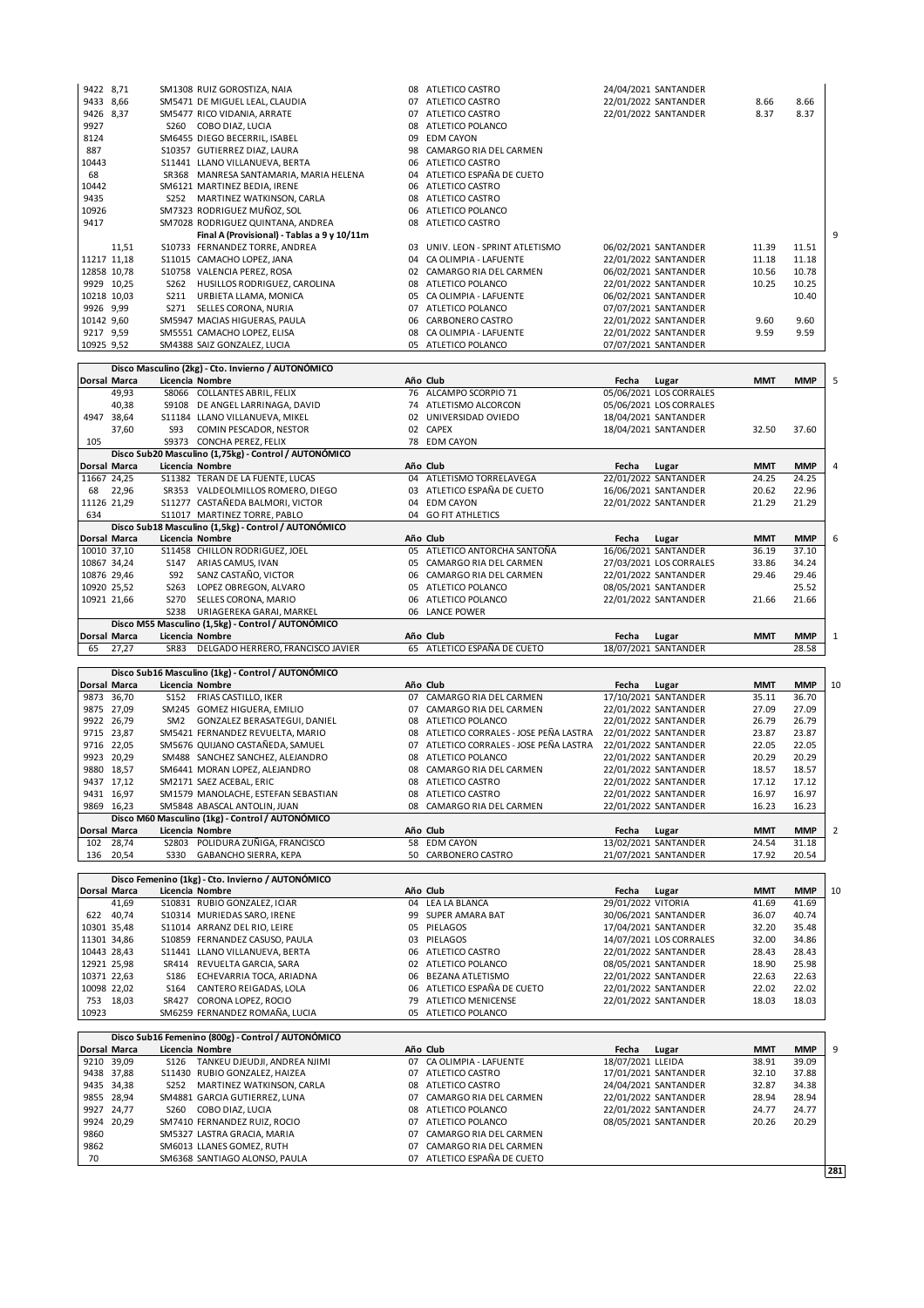| Dorsal | Marca | Licencia | Nombre | Año | Club | Fecha | Lugar | MMT | MMP |
|---|---|---|---|---|---|---|---|---|---|
| 9422 | 8,71 | SM1308 | RUIZ GOROSTIZA, NAIA | 08 | ATLETICO CASTRO | 24/04/2021 | SANTANDER | | |
| 9433 | 8,66 | SM5471 | DE MIGUEL LEAL, CLAUDIA | 07 | ATLETICO CASTRO | 22/01/2022 | SANTANDER | 8.66 | 8.66 |
| 9426 | 8,37 | SM5477 | RICO VIDANIA, ARRATE | 07 | ATLETICO CASTRO | 22/01/2022 | SANTANDER | 8.37 | 8.37 |
| 9927 | | S260 | COBO DIAZ, LUCIA | 08 | ATLETICO POLANCO | | | | |
| 8124 | | SM6455 | DIEGO BECERRIL, ISABEL | 09 | EDM CAYON | | | | |
| 887 | | S10357 | GUTIERREZ DIAZ, LAURA | 98 | CAMARGO RIA DEL CARMEN | | | | |
| 10443 | | S11441 | LLANO VILLANUEVA, BERTA | 06 | ATLETICO CASTRO | | | | |
| 68 | | SR368 | MANRESA SANTAMARIA, MARIA HELENA | 04 | ATLETICO ESPAÑA DE CUETO | | | | |
| 10442 | | SM6121 | MARTINEZ BEDIA, IRENE | 06 | ATLETICO CASTRO | | | | |
| 9435 | | S252 | MARTINEZ WATKINSON, CARLA | 08 | ATLETICO CASTRO | | | | |
| 10926 | | SM7323 | RODRIGUEZ MUÑOZ, SOL | 06 | ATLETICO POLANCO | | | | |
| 9417 | | SM7028 | RODRIGUEZ QUINTANA, ANDREA | 08 | ATLETICO CASTRO | | | | |

**Final A (Provisional) - Tablas a 9 y 10/11m** — 9

| Dorsal | Marca | Licencia | Nombre | Año | Club | Fecha | Lugar | MMT | MMP |
|---|---|---|---|---|---|---|---|---|---|
| | 11,51 | S10733 | FERNANDEZ TORRE, ANDREA | 03 | UNIV. LEON - SPRINT ATLETISMO | 06/02/2021 | SANTANDER | 11.39 | 11.51 |
| 11217 | 11,18 | S11015 | CAMACHO LOPEZ, JANA | 04 | CA OLIMPIA - LAFUENTE | 22/01/2022 | SANTANDER | 11.18 | 11.18 |
| 12858 | 10,78 | S10758 | VALENCIA PEREZ, ROSA | 02 | CAMARGO RIA DEL CARMEN | 06/02/2021 | SANTANDER | 10.56 | 10.78 |
| 9929 | 10,25 | S262 | HUSILLOS RODRIGUEZ, CAROLINA | 08 | ATLETICO POLANCO | 22/01/2022 | SANTANDER | 10.25 | 10.25 |
| 10218 | 10,03 | S211 | URBIETA LLAMA, MONICA | 05 | CA OLIMPIA - LAFUENTE | 06/02/2021 | SANTANDER | | 10.40 |
| 9926 | 9,99 | S271 | SELLES CORONA, NURIA | 07 | ATLETICO POLANCO | 07/07/2021 | SANTANDER | | |
| 10142 | 9,60 | SM5947 | MACIAS HIGUERAS, PAULA | 06 | CARBONERO CASTRO | 22/01/2022 | SANTANDER | 9.60 | 9.60 |
| 9217 | 9,59 | SM5551 | CAMACHO LOPEZ, ELISA | 08 | CA OLIMPIA - LAFUENTE | 22/01/2022 | SANTANDER | 9.59 | 9.59 |
| 10925 | 9,52 | SM4388 | SAIZ GONZALEZ, LUCIA | 05 | ATLETICO POLANCO | 07/07/2021 | SANTANDER | | |

**Disco Masculino (2kg) - Cto. Invierno / AUTONÓMICO** — 5

| Dorsal | Marca | Licencia | Nombre | Año | Club | Fecha | Lugar | MMT | MMP |
|---|---|---|---|---|---|---|---|---|---|
| | 49,93 | S8066 | COLLANTES ABRIL, FELIX | 76 | ALCAMPO SCORPIO 71 | 05/06/2021 | LOS CORRALES | | |
| | 40,38 | S9108 | DE ANGEL LARRINAGA, DAVID | 74 | ATLETISMO ALCORCON | 05/06/2021 | LOS CORRALES | | |
| 4947 | 38,64 | S11184 | LLANO VILLANUEVA, MIKEL | 02 | UNIVERSIDAD OVIEDO | 18/04/2021 | SANTANDER | | |
| | 37,60 | S93 | COMIN PESCADOR, NESTOR | 02 | CAPEX | 18/04/2021 | SANTANDER | 32.50 | 37.60 |
| 105 | | S9373 | CONCHA PEREZ, FELIX | 78 | EDM CAYON | | | | |

**Disco Sub20 Masculino (1,75kg) - Control / AUTONÓMICO** — 4

| Dorsal | Marca | Licencia | Nombre | Año | Club | Fecha | Lugar | MMT | MMP |
|---|---|---|---|---|---|---|---|---|---|
| 11667 | 24,25 | S11382 | TERAN DE LA FUENTE, LUCAS | 04 | ATLETISMO TORRELAVEGA | 22/01/2022 | SANTANDER | 24.25 | 24.25 |
| 68 | 22,96 | SR353 | VALDEOLMILLOS ROMERO, DIEGO | 03 | ATLETICO ESPAÑA DE CUETO | 16/06/2021 | SANTANDER | 20.62 | 22.96 |
| 11126 | 21,29 | S11277 | CASTAÑEDA BALMORI, VICTOR | 04 | EDM CAYON | 22/01/2022 | SANTANDER | 21.29 | 21.29 |
| 634 | | S11017 | MARTINEZ TORRE, PABLO | 04 | GO FIT ATHLETICS | | | | |

**Disco Sub18 Masculino (1,5kg) - Control / AUTONÓMICO** — 6

| Dorsal | Marca | Licencia | Nombre | Año | Club | Fecha | Lugar | MMT | MMP |
|---|---|---|---|---|---|---|---|---|---|
| 10010 | 37,10 | S11458 | CHILLON RODRIGUEZ, JOEL | 05 | ATLETICO ANTORCHA SANTOÑA | 16/06/2021 | SANTANDER | 36.19 | 37.10 |
| 10867 | 34,24 | S147 | ARIAS CAMUS, IVAN | 05 | CAMARGO RIA DEL CARMEN | 27/03/2021 | LOS CORRALES | 33.86 | 34.24 |
| 10876 | 29,46 | S92 | SANZ CASTAÑO, VICTOR | 06 | CAMARGO RIA DEL CARMEN | 22/01/2022 | SANTANDER | 29.46 | 29.46 |
| 10920 | 25,52 | S263 | LOPEZ OBREGON, ALVARO | 05 | ATLETICO POLANCO | 08/05/2021 | SANTANDER | | 25.52 |
| 10921 | 21,66 | S270 | SELLES CORONA, MARIO | 06 | ATLETICO POLANCO | 22/01/2022 | SANTANDER | 21.66 | 21.66 |
| | | S238 | URIAGEREKA GARAI, MARKEL | 06 | LANCE POWER | | | | |

**Disco M55 Masculino (1,5kg) - Control / AUTONÓMICO** — 1

| Dorsal | Marca | Licencia | Nombre | Año | Club | Fecha | Lugar | MMT | MMP |
|---|---|---|---|---|---|---|---|---|---|
| 65 | 27,27 | SR83 | DELGADO HERRERO, FRANCISCO JAVIER | 65 | ATLETICO ESPAÑA DE CUETO | 18/07/2021 | SANTANDER | | 28.58 |

**Disco Sub16 Masculino (1kg) - Control / AUTONÓMICO** — 10

| Dorsal | Marca | Licencia | Nombre | Año | Club | Fecha | Lugar | MMT | MMP |
|---|---|---|---|---|---|---|---|---|---|
| 9873 | 36,70 | S152 | FRIAS CASTILLO, IKER | 07 | CAMARGO RIA DEL CARMEN | 17/10/2021 | SANTANDER | 35.11 | 36.70 |
| 9875 | 27,09 | SM245 | GOMEZ HIGUERA, EMILIO | 07 | CAMARGO RIA DEL CARMEN | 22/01/2022 | SANTANDER | 27.09 | 27.09 |
| 9922 | 26,79 | SM2 | GONZALEZ BERASATEGUI, DANIEL | 08 | ATLETICO POLANCO | 22/01/2022 | SANTANDER | 26.79 | 26.79 |
| 9715 | 23,87 | SM5421 | FERNANDEZ REVUELTA, MARIO | 08 | ATLETICO CORRALES - JOSE PEÑA LASTRA | 22/01/2022 | SANTANDER | 23.87 | 23.87 |
| 9716 | 22,05 | SM5676 | QUIJANO CASTAÑEDA, SAMUEL | 07 | ATLETICO CORRALES - JOSE PEÑA LASTRA | 22/01/2022 | SANTANDER | 22.05 | 22.05 |
| 9923 | 20,29 | SM488 | SANCHEZ SANCHEZ, ALEJANDRO | 08 | ATLETICO POLANCO | 22/01/2022 | SANTANDER | 20.29 | 20.29 |
| 9880 | 18,57 | SM6441 | MORAN LOPEZ, ALEJANDRO | 08 | CAMARGO RIA DEL CARMEN | 22/01/2022 | SANTANDER | 18.57 | 18.57 |
| 9437 | 17,12 | SM2171 | SAEZ ACEBAL, ERIC | 08 | ATLETICO CASTRO | 22/01/2022 | SANTANDER | 17.12 | 17.12 |
| 9431 | 16,97 | SM1579 | MANOLACHE, ESTEFAN SEBASTIAN | 08 | ATLETICO CASTRO | 22/01/2022 | SANTANDER | 16.97 | 16.97 |
| 9869 | 16,23 | SM5848 | ABASCAL ANTOLIN, JUAN | 08 | CAMARGO RIA DEL CARMEN | 22/01/2022 | SANTANDER | 16.23 | 16.23 |

**Disco M60 Masculino (1kg) - Control / AUTONÓMICO** — 2

| Dorsal | Marca | Licencia | Nombre | Año | Club | Fecha | Lugar | MMT | MMP |
|---|---|---|---|---|---|---|---|---|---|
| 102 | 28,74 | S2803 | POLIDURA ZUÑIGA, FRANCISCO | 58 | EDM CAYON | 13/02/2021 | SANTANDER | 24.54 | 31.18 |
| 136 | 20,54 | S330 | GABANCHO SIERRA, KEPA | 50 | CARBONERO CASTRO | 21/07/2021 | SANTANDER | 17.92 | 20.54 |

**Disco Femenino (1kg) - Cto. Invierno / AUTONÓMICO** — 10

| Dorsal | Marca | Licencia | Nombre | Año | Club | Fecha | Lugar | MMT | MMP |
|---|---|---|---|---|---|---|---|---|---|
| | 41,69 | S10831 | RUBIO GONZALEZ, ICIAR | 04 | LEA LA BLANCA | 29/01/2022 | VITORIA | 41.69 | 41.69 |
| 622 | 40,74 | S10314 | MURIEDAS SARO, IRENE | 99 | SUPER AMARA BAT | 30/06/2021 | SANTANDER | 36.07 | 40.74 |
| 10301 | 35,48 | S11014 | ARRANZ DEL RIO, LEIRE | 05 | PIELAGOS | 17/04/2021 | SANTANDER | 32.20 | 35.48 |
| 11301 | 34,86 | S10859 | FERNANDEZ CASUSO, PAULA | 03 | PIELAGOS | 14/07/2021 | LOS CORRALES | 32.00 | 34.86 |
| 10443 | 28,43 | S11441 | LLANO VILLANUEVA, BERTA | 06 | ATLETICO CASTRO | 22/01/2022 | SANTANDER | 28.43 | 28.43 |
| 12921 | 25,98 | SR414 | REVUELTA GARCIA, SARA | 02 | ATLETICO POLANCO | 08/05/2021 | SANTANDER | 18.90 | 25.98 |
| 10371 | 22,63 | S186 | ECHEVARRIA TOCA, ARIADNA | 06 | BEZANA ATLETISMO | 22/01/2022 | SANTANDER | 22.63 | 22.63 |
| 10098 | 22,02 | S164 | CANTERO REIGADAS, LOLA | 06 | ATLETICO ESPAÑA DE CUETO | 22/01/2022 | SANTANDER | 22.02 | 22.02 |
| 753 | 18,03 | SR427 | CORONA LOPEZ, ROCIO | 79 | ATLETICO MENICENSE | 22/01/2022 | SANTANDER | 18.03 | 18.03 |
| 10923 | | SM6259 | FERNANDEZ ROMAÑA, LUCIA | 05 | ATLETICO POLANCO | | | | |

**Disco Sub16 Femenino (800g) - Control / AUTONÓMICO** — 9

| Dorsal | Marca | Licencia | Nombre | Año | Club | Fecha | Lugar | MMT | MMP |
|---|---|---|---|---|---|---|---|---|---|
| 9210 | 39,09 | S126 | TANKEU DJEUDJI, ANDREA NJIMI | 07 | CA OLIMPIA - LAFUENTE | 18/07/2021 | LLEIDA | 38.91 | 39.09 |
| 9438 | 37,88 | S11430 | RUBIO GONZALEZ, HAIZEA | 07 | ATLETICO CASTRO | 17/01/2021 | SANTANDER | 32.10 | 37.88 |
| 9435 | 34,38 | S252 | MARTINEZ WATKINSON, CARLA | 08 | ATLETICO CASTRO | 24/04/2021 | SANTANDER | 32.87 | 34.38 |
| 9855 | 28,94 | SM4881 | GARCIA GUTIERREZ, LUNA | 07 | CAMARGO RIA DEL CARMEN | 22/01/2022 | SANTANDER | 28.94 | 28.94 |
| 9927 | 24,77 | S260 | COBO DIAZ, LUCIA | 08 | ATLETICO POLANCO | 22/01/2022 | SANTANDER | 24.77 | 24.77 |
| 9924 | 20,29 | SM7410 | FERNANDEZ RUIZ, ROCIO | 07 | ATLETICO POLANCO | 08/05/2021 | SANTANDER | 20.26 | 20.29 |
| 9860 | | SM5327 | LASTRA GRACIA, MARIA | 07 | CAMARGO RIA DEL CARMEN | | | | |
| 9862 | | SM6013 | LLANES GOMEZ, RUTH | 07 | CAMARGO RIA DEL CARMEN | | | | |
| 70 | | SM6368 | SANTIAGO ALONSO, PAULA | 07 | ATLETICO ESPAÑA DE CUETO | | | | |

281